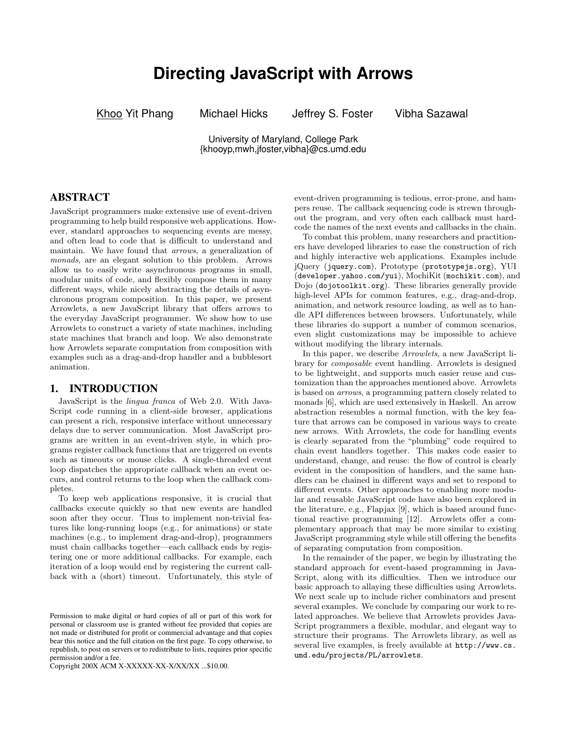# Directing JavaScript with Arrows

Khoo Yit Phang Michael Hicks Jeffrey S. Foster Vibha Sazawal

University of Maryland, College Park
{khooyp,mwh,jfoster,vibha}@cs.umd.edu

## ABSTRACT

JavaScript programmers make extensive use of event-driven programming to help build responsive web applications. However, standard approaches to sequencing events are messy, and often lead to code that is difficult to understand and maintain. We have found that *arrows*, a generalization of *monads*, are an elegant solution to this problem. Arrows allow us to easily write asynchronous programs in small, modular units of code, and flexibly compose them in many different ways, while nicely abstracting the details of asynchronous program composition. In this paper, we present Arrowlets, a new JavaScript library that offers arrows to the everyday JavaScript programmer. We show how to use Arrowlets to construct a variety of state machines, including state machines that branch and loop. We also demonstrate how Arrowlets separate computation from composition with examples such as a drag-and-drop handler and a bubblesort animation.

## 1. INTRODUCTION

JavaScript is the *lingua franca* of Web 2.0. With JavaScript code running in a client-side browser, applications can present a rich, responsive interface without unnecessary delays due to server communication. Most JavaScript programs are written in an event-driven style, in which programs register callback functions that are triggered on events such as timeouts or mouse clicks. A single-threaded event loop dispatches the appropriate callback when an event occurs, and control returns to the loop when the callback completes.

To keep web applications responsive, it is crucial that callbacks execute quickly so that new events are handled soon after they occur. Thus to implement non-trivial features like long-running loops (e.g., for animations) or state machines (e.g., to implement drag-and-drop), programmers must chain callbacks together—each callback ends by registering one or more additional callbacks. For example, each iteration of a loop would end by registering the current callback with a (short) timeout. Unfortunately, this style of event-driven programming is tedious, error-prone, and hampers reuse. The callback sequencing code is strewn throughout the program, and very often each callback must hard-code the names of the next events and callbacks in the chain.

To combat this problem, many researchers and practitioners have developed libraries to ease the construction of rich and highly interactive web applications. Examples include jQuery (`jquery.com`), Prototype (`prototypejs.org`), YUI (`developer.yahoo.com/yui`), MochiKit (`mochikit.com`), and Dojo (`dojotoolkit.org`). These libraries generally provide high-level APIs for common features, e.g., drag-and-drop, animation, and network resource loading, as well as to handle API differences between browsers. Unfortunately, while these libraries do support a number of common scenarios, even slight customizations may be impossible to achieve without modifying the library internals.

In this paper, we describe *Arrowlets*, a new JavaScript library for *composable* event handling. Arrowlets is designed to be lightweight, and supports much easier reuse and customization than the approaches mentioned above. Arrowlets is based on *arrows*, a programming pattern closely related to monads [6], which are used extensively in Haskell. An arrow abstraction resembles a normal function, with the key feature that arrows can be composed in various ways to create new arrows. With Arrowlets, the code for handling events is clearly separated from the "plumbing" code required to chain event handlers together. This makes code easier to understand, change, and reuse: the flow of control is clearly evident in the composition of handlers, and the same handlers can be chained in different ways and set to respond to different events. Other approaches to enabling more modular and reusable JavaScript code have also been explored in the literature, e.g., Flapjax [9], which is based around functional reactive programming [12]. Arrowlets offer a complementary approach that may be more similar to existing JavaScript programming style while still offering the benefits of separating computation from composition.

In the remainder of the paper, we begin by illustrating the standard approach for event-based programming in JavaScript, along with its difficulties. Then we introduce our basic approach to allaying these difficulties using Arrowlets. We next scale up to include richer combinators and present several examples. We conclude by comparing our work to related approaches. We believe that Arrowlets provides JavaScript programmers a flexible, modular, and elegant way to structure their programs. The Arrowlets library, as well as several live examples, is freely available at `http://www.cs.umd.edu/projects/PL/arrowlets`.

Permission to make digital or hard copies of all or part of this work for personal or classroom use is granted without fee provided that copies are not made or distributed for profit or commercial advantage and that copies bear this notice and the full citation on the first page. To copy otherwise, to republish, to post on servers or to redistribute to lists, requires prior specific permission and/or a fee.
Copyright 200X ACM X-XXXXX-XX-X/XX/XX ...$10.00.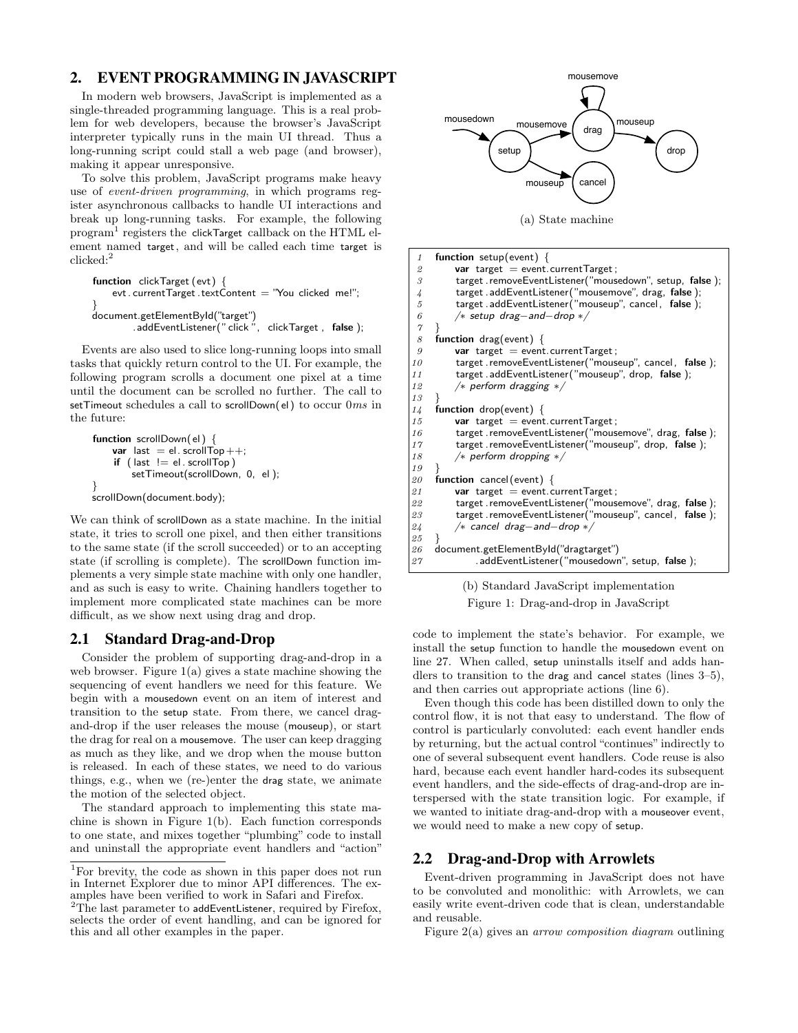## 2. EVENT PROGRAMMING IN JAVASCRIPT

In modern web browsers, JavaScript is implemented as a single-threaded programming language. This is a real problem for web developers, because the browser's JavaScript interpreter typically runs in the main UI thread. Thus a long-running script could stall a web page (and browser), making it appear unresponsive.

To solve this problem, JavaScript programs make heavy use of *event-driven programming*, in which programs register asynchronous callbacks to handle UI interactions and break up long-running tasks. For example, the following program[1] registers the clickTarget callback on the HTML element named target, and will be called each time target is clicked:[2]

```
function clickTarget (evt) {
    evt.currentTarget.textContent = "You clicked me!";
}
document.getElementById("target")
        .addEventListener("click", clickTarget, false);
```

Events are also used to slice long-running loops into small tasks that quickly return control to the UI. For example, the following program scrolls a document one pixel at a time until the document can be scrolled no further. The call to setTimeout schedules a call to scrollDown(el) to occur $0ms$ in the future:

```
function scrollDown(el) {
    var last = el.scrollTop++;
    if (last != el.scrollTop)
        setTimeout(scrollDown, 0, el);
}
scrollDown(document.body);
```

We can think of scrollDown as a state machine. In the initial state, it tries to scroll one pixel, and then either transitions to the same state (if the scroll succeeded) or to an accepting state (if scrolling is complete). The scrollDown function implements a very simple state machine with only one handler, and as such is easy to write. Chaining handlers together to implement more complicated state machines can be more difficult, as we show next using drag and drop.

### 2.1 Standard Drag-and-Drop

Consider the problem of supporting drag-and-drop in a web browser. Figure 1(a) gives a state machine showing the sequencing of event handlers we need for this feature. We begin with a mousedown event on an item of interest and transition to the setup state. From there, we cancel drag-and-drop if the user releases the mouse (mouseup), or start the drag for real on a mousemove. The user can keep dragging as much as they like, and we drop when the mouse button is released. In each of these states, we need to do various things, e.g., when we (re-)enter the drag state, we animate the motion of the selected object.

The standard approach to implementing this state machine is shown in Figure 1(b). Each function corresponds to one state, and mixes together "plumbing" code to install and uninstall the appropriate event handlers and "action" code to implement the state's behavior. For example, we install the setup function to handle the mousedown event on line 27. When called, setup uninstalls itself and adds handlers to transition to the drag and cancel states (lines 3–5), and then carries out appropriate actions (line 6).

Even though this code has been distilled down to only the control flow, it is not that easy to understand. The flow of control is particularly convoluted: each event handler ends by returning, but the actual control "continues" indirectly to one of several subsequent event handlers. Code reuse is also hard, because each event handler hard-codes its subsequent event handlers, and the side-effects of drag-and-drop are interspersed with the state transition logic. For example, if we wanted to initiate drag-and-drop with a mouseover event, we would need to make a new copy of setup.

(a) State machine

```
1  function setup(event) {
2      var target = event.currentTarget;
3      target.removeEventListener("mousedown", setup, false);
4      target.addEventListener("mousemove", drag, false);
5      target.addEventListener("mouseup", cancel, false);
6      /* setup drag-and-drop */
7  }
8  function drag(event) {
9      var target = event.currentTarget;
10     target.removeEventListener("mouseup", cancel, false);
11     target.addEventListener("mouseup", drop, false);
12     /* perform dragging */
13 }
14 function drop(event) {
15     var target = event.currentTarget;
16     target.removeEventListener("mousemove", drag, false);
17     target.removeEventListener("mouseup", drop, false);
18     /* perform dropping */
19 }
20 function cancel(event) {
21     var target = event.currentTarget;
22     target.removeEventListener("mousemove", drag, false);
23     target.removeEventListener("mouseup", cancel, false);
24     /* cancel drag-and-drop */
25 }
26 document.getElementById("dragtarget")
27         .addEventListener("mousedown", setup, false);
```

(b) Standard JavaScript implementation

Figure 1: Drag-and-drop in JavaScript

### 2.2 Drag-and-Drop with Arrowlets

Event-driven programming in JavaScript does not have to be convoluted and monolithic: with Arrowlets, we can easily write event-driven code that is clean, understandable and reusable.

Figure 2(a) gives an *arrow composition diagram* outlining

---

[1] For brevity, the code as shown in this paper does not run in Internet Explorer due to minor API differences. The examples have been verified to work in Safari and Firefox.

[2] The last parameter to addEventListener, required by Firefox, selects the order of event handling, and can be ignored for this and all other examples in the paper.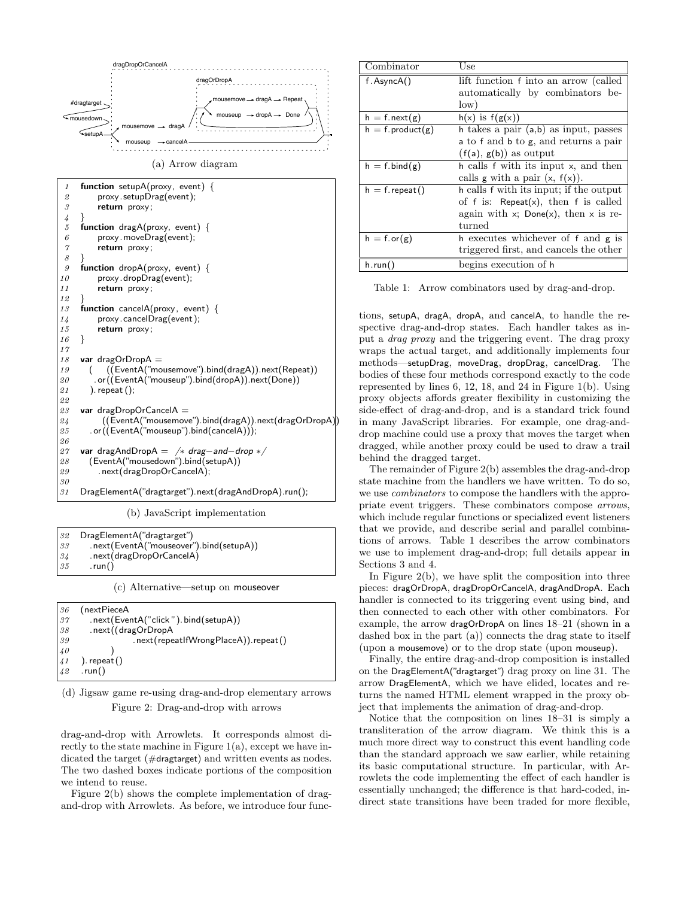(a) Arrow diagram

```
1   function setupA(proxy, event) {
2       proxy.setupDrag(event);
3       return proxy;
4   }
5   function dragA(proxy, event) {
6       proxy.moveDrag(event);
7       return proxy;
8   }
9   function dropA(proxy, event) {
10      proxy.dropDrag(event);
11      return proxy;
12  }
13  function cancelA(proxy, event) {
14      proxy.cancelDrag(event);
15      return proxy;
16  }
17
18  var dragOrDropA =
19      (   ((EventA("mousemove").bind(dragA)).next(Repeat))
20       .or((EventA("mouseup").bind(dropA)).next(Done))
21      ).repeat();
22
23  var dragDropOrCancelA =
24          ((EventA("mousemove").bind(dragA)).next(dragOrDropA))
25      .or((EventA("mouseup").bind(cancelA)));
26
27  var dragAndDropA = /* drag-and-drop */
28      (EventA("mousedown").bind(setupA))
29          .next(dragDropOrCancelA);
30
31  DragElementA("dragtarget").next(dragAndDropA).run();
```

(b) JavaScript implementation

```
32  DragElementA("dragtarget")
33      .next(EventA("mouseover").bind(setupA))
34      .next(dragDropOrCancelA)
35      .run()
```

(c) Alternative—setup on mouseover

```
36  (nextPieceA
37      .next(EventA("click").bind(setupA))
38      .next((dragOrDropA
39                  .next(repeatIfWrongPlaceA)).repeat()
40          )
41  ).repeat()
42  .run()
```

(d) Jigsaw game re-using drag-and-drop elementary arrows

Figure 2: Drag-and-drop with arrows

drag-and-drop with Arrowlets. It corresponds almost directly to the state machine in Figure 1(a), except we have indicated the target (#dragtarget) and written events as nodes. The two dashed boxes indicate portions of the composition we intend to reuse.

Figure 2(b) shows the complete implementation of drag-and-drop with Arrowlets. As before, we introduce four functions, setupA, dragA, dropA, and cancelA, to handle the respective drag-and-drop states. Each handler takes as input a *drag proxy* and the triggering event. The drag proxy wraps the actual target, and additionally implements four methods—setupDrag, moveDrag, dropDrag, cancelDrag. The bodies of these four methods correspond exactly to the code represented by lines 6, 12, 18, and 24 in Figure 1(b). Using proxy objects affords greater flexibility in customizing the side-effect of drag-and-drop, and is a standard trick found in many JavaScript libraries. For example, one drag-and-drop machine could use a proxy that moves the target when dragged, while another proxy could be used to draw a trail behind the dragged target.

The remainder of Figure 2(b) assembles the drag-and-drop state machine from the handlers we have written. To do so, we use *combinators* to compose the handlers with the appropriate event triggers. These combinators compose *arrows*, which include regular functions or specialized event listeners that we provide, and describe serial and parallel combinations of arrows. Table 1 describes the arrow combinators we use to implement drag-and-drop; full details appear in Sections 3 and 4.

| Combinator | Use |
|---|---|
| f.AsyncA() | lift function f into an arrow (called automatically by combinators below) |
| h = f.next(g) | h(x) is f(g(x)) |
| h = f.product(g) | h takes a pair (a,b) as input, passes a to f and b to g, and returns a pair (f(a), g(b)) as output |
| h = f.bind(g) | h calls f with its input x, and then calls g with a pair (x, f(x)). |
| h = f.repeat() | h calls f with its input; if the output of f is: Repeat(x), then f is called again with x; Done(x), then x is returned |
| h = f.or(g) | h executes whichever of f and g is triggered first, and cancels the other |
| h.run() | begins execution of h |

Table 1: Arrow combinators used by drag-and-drop.

In Figure 2(b), we have split the composition into three pieces: dragOrDropA, dragDropOrCancelA, dragAndDropA. Each handler is connected to its triggering event using bind, and then connected to each other with other combinators. For example, the arrow dragOrDropA on lines 18–21 (shown in a dashed box in the part (a)) connects the drag state to itself (upon a mousemove) or to the drop state (upon mouseup).

Finally, the entire drag-and-drop composition is installed on the DragElementA("dragtarget") drag proxy on line 31. The arrow DragElementA, which we have elided, locates and returns the named HTML element wrapped in the proxy object that implements the animation of drag-and-drop.

Notice that the composition on lines 18–31 is simply a transliteration of the arrow diagram. We think this is a much more direct way to construct this event handling code than the standard approach we saw earlier, while retaining its basic computational structure. In particular, with Arrowlets the code implementing the effect of each handler is essentially unchanged; the difference is that hard-coded, indirect state transitions have been traded for more flexible,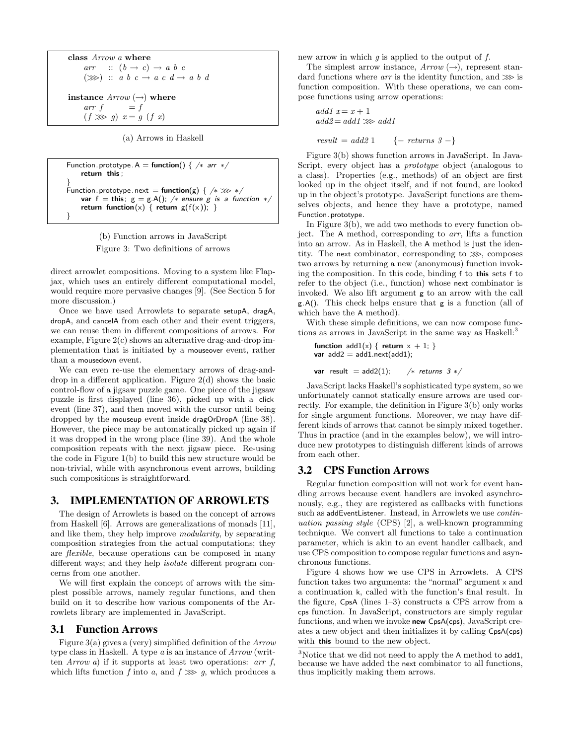```
class Arrow a where
    arr   :: (b → c) → a b c
    (>>>) :: a b c → a c d → a b d

instance Arrow (→) where
    arr f       = f
    (f >>> g) x = g (f x)
```

(a) Arrows in Haskell

```
Function.prototype.A = function() { /* arr */
    return this;
}
Function.prototype.next = function(g) { /* >>> */
    var f = this; g = g.A(); /* ensure g is a function */
    return function(x) { return g(f(x)); }
}
```

(b) Function arrows in JavaScript

Figure 3: Two definitions of arrows

direct arrowlet compositions. Moving to a system like Flapjax, which uses an entirely different computational model, would require more pervasive changes [9]. (See Section 5 for more discussion.)

Once we have used Arrowlets to separate setupA, dragA, dropA, and cancelA from each other and their event triggers, we can reuse them in different compositions of arrows. For example, Figure 2(c) shows an alternative drag-and-drop implementation that is initiated by a mouseover event, rather than a mousedown event.

We can even re-use the elementary arrows of drag-and-drop in a different application. Figure 2(d) shows the basic control-flow of a jigsaw puzzle game. One piece of the jigsaw puzzle is first displayed (line 36), picked up with a click event (line 37), and then moved with the cursor until being dropped by the mouseup event inside dragOrDropA (line 38). However, the piece may be automatically picked up again if it was dropped in the wrong place (line 39). And the whole composition repeats with the next jigsaw piece. Re-using the code in Figure 1(b) to build this new structure would be non-trivial, while with asynchronous event arrows, building such compositions is straightforward.

## 3. IMPLEMENTATION OF ARROWLETS

The design of Arrowlets is based on the concept of arrows from Haskell [6]. Arrows are generalizations of monads [11], and like them, they help improve *modularity*, by separating composition strategies from the actual computations; they are *flexible*, because operations can be composed in many different ways; and they help *isolate* different program concerns from one another.

We will first explain the concept of arrows with the simplest possible arrows, namely regular functions, and then build on it to describe how various components of the Arrowlets library are implemented in JavaScript.

### 3.1 Function Arrows

Figure 3(a) gives a (very) simplified definition of the *Arrow* type class in Haskell. A type $a$ is an instance of *Arrow* (written *Arrow a*) if it supports at least two operations: *arr f*, which lifts function $f$ into $a$, and $f \ggg g$, which produces a new arrow in which $g$ is applied to the output of $f$.

The simplest arrow instance, *Arrow* $(\rightarrow)$, represent standard functions where *arr* is the identity function, and $\ggg$ is function composition. With these operations, we can compose functions using arrow operations:

```
add1 x = x + 1
add2 = add1 >>> add1

result = add2 1     {- returns 3 -}
```

Figure 3(b) shows function arrows in JavaScript. In JavaScript, every object has a *prototype* object (analogous to a class). Properties (e.g., methods) of an object are first looked up in the object itself, and if not found, are looked up in the object's prototype. JavaScript functions are themselves objects, and hence they have a prototype, named Function.prototype.

In Figure 3(b), we add two methods to every function object. The A method, corresponding to *arr*, lifts a function into an arrow. As in Haskell, the A method is just the identity. The next combinator, corresponding to $\ggg$, composes two arrows by returning a new (anonymous) function invoking the composition. In this code, binding f to **this** sets f to refer to the object (i.e., function) whose next combinator is invoked. We also lift argument g to an arrow with the call g.A(). This check helps ensure that g is a function (all of which have the A method).

With these simple definitions, we can now compose functions as arrows in JavaScript in the same way as Haskell:[3]

```
function add1(x) { return x + 1; }
var add2 = add1.next(add1);

var result = add2(1);    /* returns 3 */
```

JavaScript lacks Haskell's sophisticated type system, so we unfortunately cannot statically ensure arrows are used correctly. For example, the definition in Figure 3(b) only works for single argument functions. Moreover, we may have different kinds of arrows that cannot be simply mixed together. Thus in practice (and in the examples below), we will introduce new prototypes to distinguish different kinds of arrows from each other.

### 3.2 CPS Function Arrows

Regular function composition will not work for event handling arrows because event handlers are invoked asynchronously, e.g., they are registered as callbacks with functions such as addEventListener. Instead, in Arrowlets we use *continuation passing style* (CPS) [2], a well-known programming technique. We convert all functions to take a continuation parameter, which is akin to an event handler callback, and use CPS composition to compose regular functions and asynchronous functions.

Figure 4 shows how we use CPS in Arrowlets. A CPS function takes two arguments: the "normal" argument x and a continuation k, called with the function's final result. In the figure, CpsA (lines 1–3) constructs a CPS arrow from a cps function. In JavaScript, constructors are simply regular functions, and when we invoke **new** CpsA(cps), JavaScript creates a new object and then initializes it by calling CpsA(cps) with **this** bound to the new object.

[3]Notice that we did not need to apply the A method to add1, because we have added the next combinator to all functions, thus implicitly making them arrows.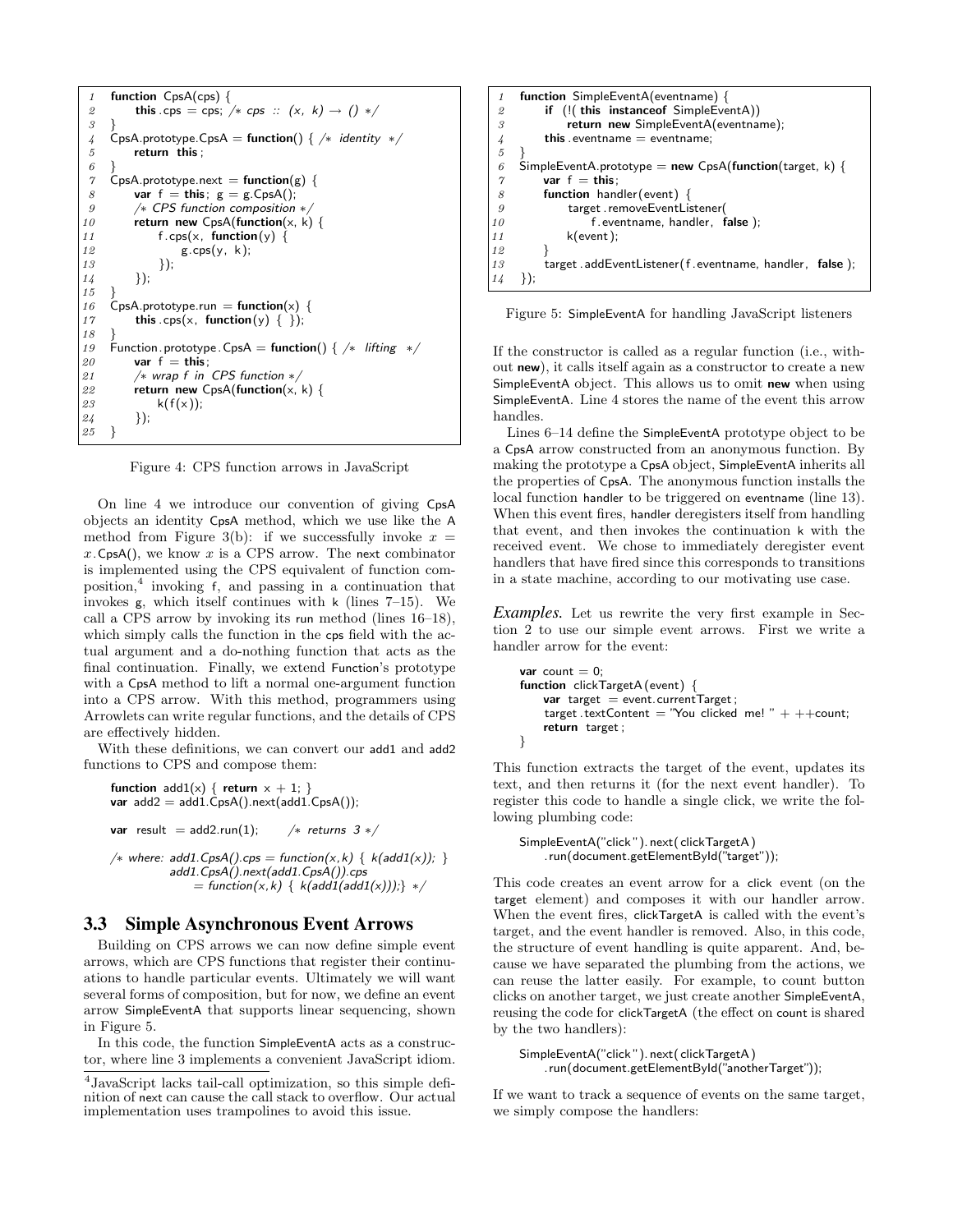```
1  function CpsA(cps) {
2      this.cps = cps; /* cps :: (x, k) → () */
3  }
4  CpsA.prototype.CpsA = function() { /* identity */
5      return this;
6  }
7  CpsA.prototype.next = function(g) {
8      var f = this; g = g.CpsA();
9      /* CPS function composition */
10     return new CpsA(function(x, k) {
11         f.cps(x, function(y) {
12             g.cps(y, k);
13         });
14     });
15 }
16 CpsA.prototype.run = function(x) {
17     this.cps(x, function(y) { });
18 }
19 Function.prototype.CpsA = function() { /* lifting */
20     var f = this;
21     /* wrap f in CPS function */
22     return new CpsA(function(x, k) {
23         k(f(x));
24     });
25 }
```

Figure 4: CPS function arrows in JavaScript

On line 4 we introduce our convention of giving CpsA objects an identity CpsA method, which we use like the A method from Figure 3(b): if we successfully invoke $x = x.\mathsf{CpsA}()$, we know $x$ is a CPS arrow. The next combinator is implemented using the CPS equivalent of function composition,[4] invoking f, and passing in a continuation that invokes g, which itself continues with k (lines 7–15). We call a CPS arrow by invoking its run method (lines 16–18), which simply calls the function in the cps field with the actual argument and a do-nothing function that acts as the final continuation. Finally, we extend Function's prototype with a CpsA method to lift a normal one-argument function into a CPS arrow. With this method, programmers using Arrowlets can write regular functions, and the details of CPS are effectively hidden.

With these definitions, we can convert our add1 and add2 functions to CPS and compose them:

```
function add1(x) { return x + 1; }
var add2 = add1.CpsA().next(add1.CpsA());

var result = add2.run(1);      /* returns 3 */

/* where: add1.CpsA().cps = function(x,k) { k(add1(x)); }
          add1.CpsA().next(add1.CpsA()).cps
              = function(x,k) { k(add1(add1(x)));} */
```

### 3.3 Simple Asynchronous Event Arrows

Building on CPS arrows we can now define simple event arrows, which are CPS functions that register their continuations to handle particular events. Ultimately we will want several forms of composition, but for now, we define an event arrow SimpleEventA that supports linear sequencing, shown in Figure 5.

In this code, the function SimpleEventA acts as a constructor, where line 3 implements a convenient JavaScript idiom.

[4] JavaScript lacks tail-call optimization, so this simple definition of next can cause the call stack to overflow. Our actual implementation uses trampolines to avoid this issue.

```
1  function SimpleEventA(eventname) {
2      if (!(this instanceof SimpleEventA))
3          return new SimpleEventA(eventname);
4      this.eventname = eventname;
5  }
6  SimpleEventA.prototype = new CpsA(function(target, k) {
7      var f = this;
8      function handler(event) {
9          target.removeEventListener(
10             f.eventname, handler, false);
11         k(event);
12     }
13     target.addEventListener(f.eventname, handler, false);
14 });
```

Figure 5: SimpleEventA for handling JavaScript listeners

If the constructor is called as a regular function (i.e., without **new**), it calls itself again as a constructor to create a new SimpleEventA object. This allows us to omit **new** when using SimpleEventA. Line 4 stores the name of the event this arrow handles.

Lines 6–14 define the SimpleEventA prototype object to be a CpsA arrow constructed from an anonymous function. By making the prototype a CpsA object, SimpleEventA inherits all the properties of CpsA. The anonymous function installs the local function handler to be triggered on eventname (line 13). When this event fires, handler deregisters itself from handling that event, and then invokes the continuation k with the received event. We chose to immediately deregister event handlers that have fired since this corresponds to transitions in a state machine, according to our motivating use case.

***Examples.*** Let us rewrite the very first example in Section 2 to use our simple event arrows. First we write a handler arrow for the event:

```
var count = 0;
function clickTargetA(event) {
    var target = event.currentTarget;
    target.textContent = "You clicked me! " + ++count;
    return target;
}
```

This function extracts the target of the event, updates its text, and then returns it (for the next event handler). To register this code to handle a single click, we write the following plumbing code:

```
SimpleEventA("click").next(clickTargetA)
    .run(document.getElementById("target"));
```

This code creates an event arrow for a click event (on the target element) and composes it with our handler arrow. When the event fires, clickTargetA is called with the event's target, and the event handler is removed. Also, in this code, the structure of event handling is quite apparent. And, because we have separated the plumbing from the actions, we can reuse the latter easily. For example, to count button clicks on another target, we just create another SimpleEventA, reusing the code for clickTargetA (the effect on count is shared by the two handlers):

```
SimpleEventA("click").next(clickTargetA)
    .run(document.getElementById("anotherTarget"));
```

If we want to track a sequence of events on the same target, we simply compose the handlers: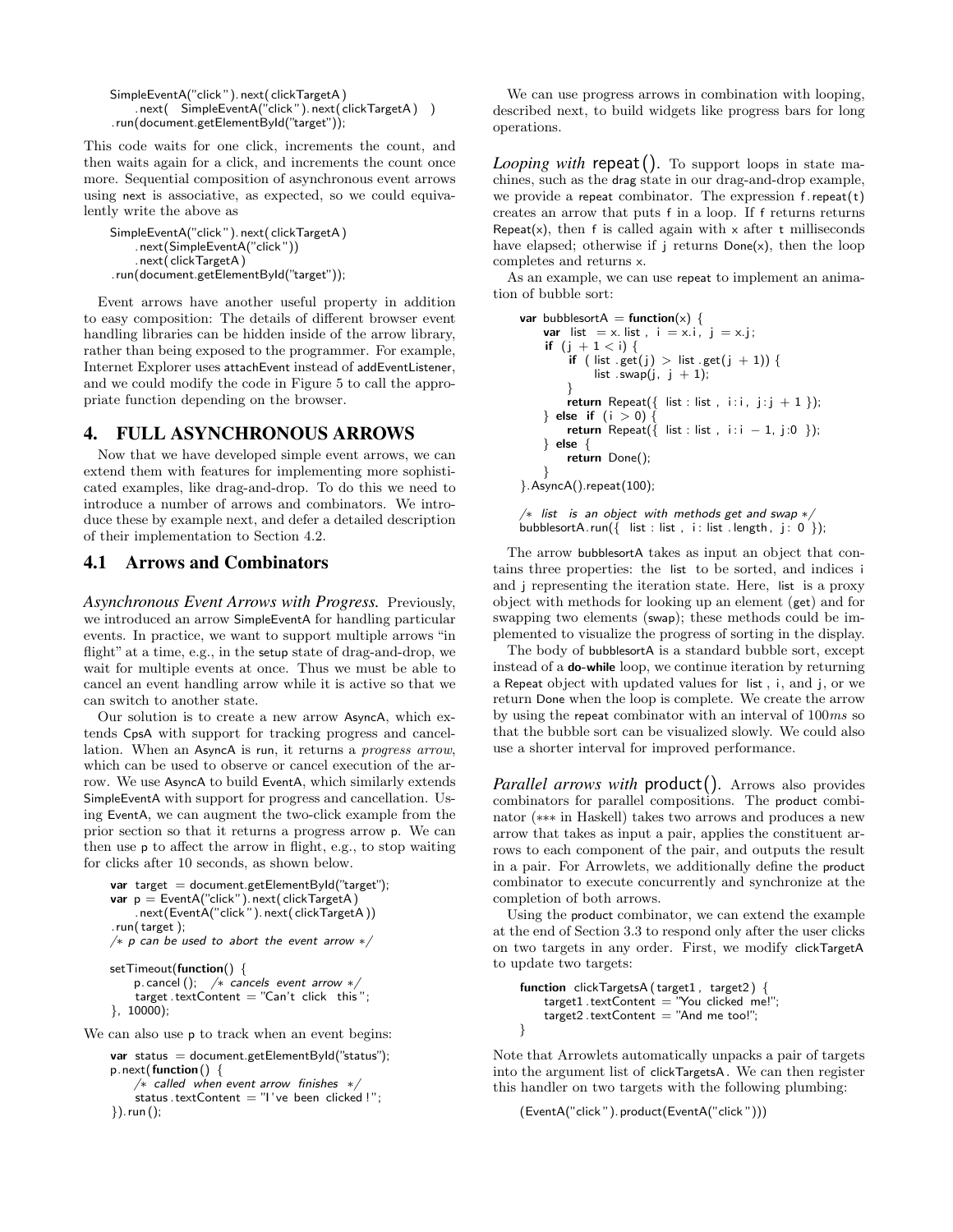```
SimpleEventA("click").next(clickTargetA)
    .next( SimpleEventA("click").next(clickTargetA) )
.run(document.getElementById("target"));
```

This code waits for one click, increments the count, and then waits again for a click, and increments the count once more. Sequential composition of asynchronous event arrows using next is associative, as expected, so we could equivalently write the above as

```
SimpleEventA("click").next(clickTargetA)
    .next(SimpleEventA("click"))
    .next(clickTargetA)
.run(document.getElementById("target"));
```

Event arrows have another useful property in addition to easy composition: The details of different browser event handling libraries can be hidden inside of the arrow library, rather than being exposed to the programmer. For example, Internet Explorer uses attachEvent instead of addEventListener, and we could modify the code in Figure 5 to call the appropriate function depending on the browser.

## 4. FULL ASYNCHRONOUS ARROWS

Now that we have developed simple event arrows, we can extend them with features for implementing more sophisticated examples, like drag-and-drop. To do this we need to introduce a number of arrows and combinators. We introduce these by example next, and defer a detailed description of their implementation to Section 4.2.

### 4.1 Arrows and Combinators

*Asynchronous Event Arrows with Progress.* Previously, we introduced an arrow SimpleEventA for handling particular events. In practice, we want to support multiple arrows "in flight" at a time, e.g., in the setup state of drag-and-drop, we wait for multiple events at once. Thus we must be able to cancel an event handling arrow while it is active so that we can switch to another state.

Our solution is to create a new arrow AsyncA, which extends CpsA with support for tracking progress and cancellation. When an AsyncA is run, it returns a *progress arrow*, which can be used to observe or cancel execution of the arrow. We use AsyncA to build EventA, which similarly extends SimpleEventA with support for progress and cancellation. Using EventA, we can augment the two-click example from the prior section so that it returns a progress arrow p. We can then use p to affect the arrow in flight, e.g., to stop waiting for clicks after 10 seconds, as shown below.

```
var target = document.getElementById("target");
var p = EventA("click").next(clickTargetA)
    .next(EventA("click").next(clickTargetA))
  .run(target);
/* p can be used to abort the event arrow */

setTimeout(function() {
    p.cancel(); /* cancels event arrow */
    target.textContent = "Can't click this";
}, 10000);
```

We can also use p to track when an event begins:

```
var status = document.getElementById("status");
p.next(function() {
    /* called when event arrow finishes */
    status.textContent = "I've been clicked!";
}).run();
```

We can use progress arrows in combination with looping, described next, to build widgets like progress bars for long operations.

*Looping with* repeat(). To support loops in state machines, such as the drag state in our drag-and-drop example, we provide a repeat combinator. The expression f.repeat(t) creates an arrow that puts f in a loop. If f returns returns Repeat(x), then f is called again with x after t milliseconds have elapsed; otherwise if j returns Done(x), then the loop completes and returns x.

As an example, we can use repeat to implement an animation of bubble sort:

```
var bubblesortA = function(x) {
    var list = x.list, i = x.i, j = x.j;
    if (j + 1 < i) {
        if (list.get(j) > list.get(j + 1)) {
            list.swap(j, j + 1);
        }
        return Repeat({ list : list, i:i, j:j + 1 });
    } else if (i > 0) {
        return Repeat({ list : list, i:i - 1, j:0 });
    } else {
        return Done();
    }
}.AsyncA().repeat(100);

/* list is an object with methods get and swap */
bubblesortA.run({ list : list, i: list.length, j: 0 });
```

The arrow bubblesortA takes as input an object that contains three properties: the list to be sorted, and indices i and j representing the iteration state. Here, list is a proxy object with methods for looking up an element (get) and for swapping two elements (swap); these methods could be implemented to visualize the progress of sorting in the display.

The body of bubblesortA is a standard bubble sort, except instead of a **do-while** loop, we continue iteration by returning a Repeat object with updated values for list, i, and j, or we return Done when the loop is complete. We create the arrow by using the repeat combinator with an interval of 100*ms* so that the bubble sort can be visualized slowly. We could also use a shorter interval for improved performance.

*Parallel arrows with* product(). Arrows also provides combinators for parallel compositions. The product combinator (*** in Haskell) takes two arrows and produces a new arrow that takes as input a pair, applies the constituent arrows to each component of the pair, and outputs the result in a pair. For Arrowlets, we additionally define the product combinator to execute concurrently and synchronize at the completion of both arrows.

Using the product combinator, we can extend the example at the end of Section 3.3 to respond only after the user clicks on two targets in any order. First, we modify clickTargetA to update two targets:

```
function clickTargetsA(target1, target2) {
    target1.textContent = "You clicked me!";
    target2.textContent = "And me too!";
}
```

Note that Arrowlets automatically unpacks a pair of targets into the argument list of clickTargetsA. We can then register this handler on two targets with the following plumbing:

```
(EventA("click").product(EventA("click")))
```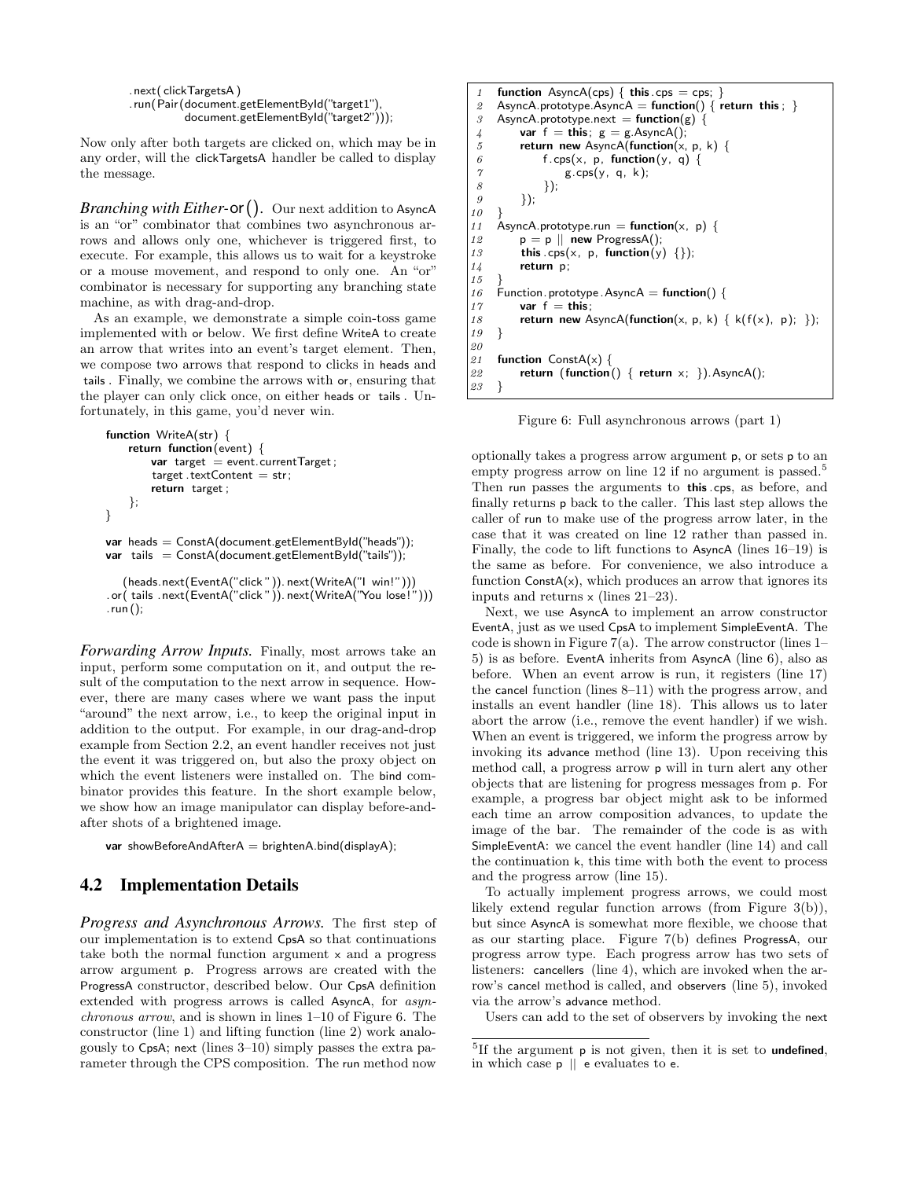```
    .next( clickTargetsA )
    .run(Pair(document.getElementById("target1"),
              document.getElementById("target2")));
```

Now only after both targets are clicked on, which may be in any order, will the clickTargetsA handler be called to display the message.

*Branching with Either-*or(). Our next addition to AsyncA is an "or" combinator that combines two asynchronous arrows and allows only one, whichever is triggered first, to execute. For example, this allows us to wait for a keystroke or a mouse movement, and respond to only one. An "or" combinator is necessary for supporting any branching state machine, as with drag-and-drop.

As an example, we demonstrate a simple coin-toss game implemented with or below. We first define WriteA to create an arrow that writes into an event's target element. Then, we compose two arrows that respond to clicks in heads and tails. Finally, we combine the arrows with or, ensuring that the player can only click once, on either heads or tails. Unfortunately, in this game, you'd never win.

```
function WriteA(str) {
    return function(event) {
        var target = event.currentTarget;
        target.textContent = str;
        return target;
    };
}

var heads = ConstA(document.getElementById("heads"));
var tails = ConstA(document.getElementById("tails"));

    (heads.next(EventA("click")).next(WriteA("I win!")))
  .or( tails .next(EventA("click")).next(WriteA("You lose!")))
  .run();
```

*Forwarding Arrow Inputs.* Finally, most arrows take an input, perform some computation on it, and output the result of the computation to the next arrow in sequence. However, there are many cases where we want pass the input "around" the next arrow, i.e., to keep the original input in addition to the output. For example, in our drag-and-drop example from Section 2.2, an event handler receives not just the event it was triggered on, but also the proxy object on which the event listeners were installed on. The bind combinator provides this feature. In the short example below, we show how an image manipulator can display before-and-after shots of a brightened image.

```
var showBeforeAndAfterA = brightenA.bind(displayA);
```

## 4.2 Implementation Details

*Progress and Asynchronous Arrows.* The first step of our implementation is to extend CpsA so that continuations take both the normal function argument x and a progress arrow argument p. Progress arrows are created with the ProgressA constructor, described below. Our CpsA definition extended with progress arrows is called AsyncA, for *asynchronous arrow*, and is shown in lines 1–10 of Figure 6. The constructor (line 1) and lifting function (line 2) work analogously to CpsA; next (lines 3–10) simply passes the extra parameter through the CPS composition. The run method now

```
1  function AsyncA(cps) { this.cps = cps; }
2  AsyncA.prototype.AsyncA = function() { return this; }
3  AsyncA.prototype.next = function(g) {
4      var f = this; g = g.AsyncA();
5      return new AsyncA(function(x, p, k) {
6          f.cps(x, p, function(y, q) {
7              g.cps(y, q, k);
8          });
9      });
10 }
11 AsyncA.prototype.run = function(x, p) {
12     p = p || new ProgressA();
13     this.cps(x, p, function(y) {});
14     return p;
15 }
16 Function.prototype.AsyncA = function() {
17     var f = this;
18     return new AsyncA(function(x, p, k) { k(f(x), p); });
19 }
20
21 function ConstA(x) {
22     return (function() { return x; }).AsyncA();
23 }
```

Figure 6: Full asynchronous arrows (part 1)

optionally takes a progress arrow argument p, or sets p to an empty progress arrow on line 12 if no argument is passed.[5] Then run passes the arguments to **this**.cps, as before, and finally returns p back to the caller. This last step allows the caller of run to make use of the progress arrow later, in the case that it was created on line 12 rather than passed in. Finally, the code to lift functions to AsyncA (lines 16–19) is the same as before. For convenience, we also introduce a function ConstA(x), which produces an arrow that ignores its inputs and returns x (lines 21–23).

Next, we use AsyncA to implement an arrow constructor EventA, just as we used CpsA to implement SimpleEventA. The code is shown in Figure 7(a). The arrow constructor (lines 1–5) is as before. EventA inherits from AsyncA (line 6), also as before. When an event arrow is run, it registers (line 17) the cancel function (lines 8–11) with the progress arrow, and installs an event handler (line 18). This allows us to later abort the arrow (i.e., remove the event handler) if we wish. When an event is triggered, we inform the progress arrow by invoking its advance method (line 13). Upon receiving this method call, a progress arrow p will in turn alert any other objects that are listening for progress messages from p. For example, a progress bar object might ask to be informed each time an arrow composition advances, to update the image of the bar. The remainder of the code is as with SimpleEventA: we cancel the event handler (line 14) and call the continuation k, this time with both the event to process and the progress arrow (line 15).

To actually implement progress arrows, we could most likely extend regular function arrows (from Figure 3(b)), but since AsyncA is somewhat more flexible, we choose that as our starting place. Figure 7(b) defines ProgressA, our progress arrow type. Each progress arrow has two sets of listeners: cancellers (line 4), which are invoked when the arrow's cancel method is called, and observers (line 5), invoked via the arrow's advance method.

Users can add to the set of observers by invoking the next

[5] If the argument p is not given, then it is set to **undefined**, in which case p || e evaluates to e.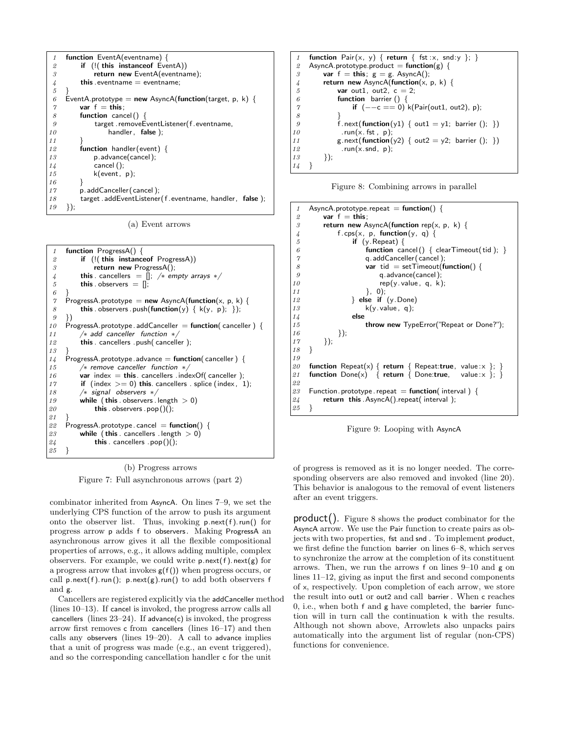```
function EventA(eventname) {
    if (!(this instanceof EventA))
        return new EventA(eventname);
    this.eventname = eventname;
}
EventA.prototype = new AsyncA(function(target, p, k) {
    var f = this;
    function cancel() {
        target.removeEventListener(f.eventname,
            handler, false);
    }
    function handler(event) {
        p.advance(cancel);
        cancel();
        k(event, p);
    }
    p.addCanceller(cancel);
    target.addEventListener(f.eventname, handler, false);
});
```

(a) Event arrows

```
function ProgressA() {
    if (!(this instanceof ProgressA))
        return new ProgressA();
    this.cancellers = []; /* empty arrays */
    this.observers = [];
}
ProgressA.prototype = new AsyncA(function(x, p, k) {
    this.observers.push(function(y) { k(y, p); });
})
ProgressA.prototype.addCanceller = function(canceller) {
    /* add canceller function */
    this.cancellers.push(canceller);
}
ProgressA.prototype.advance = function(canceller) {
    /* remove canceller function */
    var index = this.cancellers.indexOf(canceller);
    if (index >= 0) this.cancellers.splice(index, 1);
    /* signal observers */
    while (this.observers.length > 0)
        this.observers.pop()();
}
ProgressA.prototype.cancel = function() {
    while (this.cancellers.length > 0)
        this.cancellers.pop()();
}
```

(b) Progress arrows

Figure 7: Full asynchronous arrows (part 2)

combinator inherited from AsyncA. On lines 7–9, we set the underlying CPS function of the arrow to push its argument onto the observer list. Thus, invoking p.next(f).run() for progress arrow p adds f to observers. Making ProgressA an asynchronous arrow gives it all the flexible compositional properties of arrows, e.g., it allows adding multiple, complex observers. For example, we could write p.next(f).next(g) for a progress arrow that invokes g(f()) when progress occurs, or call p.next(f).run(); p.next(g).run() to add both observers f and g.

Cancellers are registered explicitly via the addCanceller method (lines 10–13). If cancel is invoked, the progress arrow calls all cancellers (lines 23–24). If advance(c) is invoked, the progress arrow first removes c from cancellers (lines 16–17) and then calls any observers (lines 19–20). A call to advance implies that a unit of progress was made (e.g., an event triggered), and so the corresponding cancellation handler c for the unit of progress is removed as it is no longer needed. The corresponding observers are also removed and invoked (line 20). This behavior is analogous to the removal of event listeners after an event triggers.

```
function Pair(x, y) { return { fst:x, snd:y }; }
AsyncA.prototype.product = function(g) {
    var f = this; g = g.AsyncA();
    return new AsyncA(function(x, p, k) {
        var out1, out2, c = 2;
        function barrier() {
            if (--c == 0) k(Pair(out1, out2), p);
        }
        f.next(function(y1) { out1 = y1; barrier(); })
         .run(x.fst, p);
        g.next(function(y2) { out2 = y2; barrier(); })
         .run(x.snd, p);
    });
}
```

Figure 8: Combining arrows in parallel

```
AsyncA.prototype.repeat = function() {
    var f = this;
    return new AsyncA(function rep(x, p, k) {
        f.cps(x, p, function(y, q) {
            if (y.Repeat) {
                function cancel() { clearTimeout(tid); }
                q.addCanceller(cancel);
                var tid = setTimeout(function() {
                    q.advance(cancel);
                    rep(y.value, q, k);
                }, 0);
            } else if (y.Done)
                k(y.value, q);
            else
                throw new TypeError("Repeat or Done?");
        });
    });
}

function Repeat(x) { return { Repeat:true, value:x }; }
function Done(x)   { return { Done:true,   value:x }; }

Function.prototype.repeat = function(interval) {
    return this.AsyncA().repeat(interval);
}
```

Figure 9: Looping with AsyncA

### product().

Figure 8 shows the product combinator for the AsyncA arrow. We use the Pair function to create pairs as objects with two properties, fst and snd. To implement product, we first define the function barrier on lines 6–8, which serves to synchronize the arrow at the completion of its constituent arrows. Then, we run the arrows f on lines 9–10 and g on lines 11–12, giving as input the first and second components of x, respectively. Upon completion of each arrow, we store the result into out1 or out2 and call barrier. When c reaches 0, i.e., when both f and g have completed, the barrier function will in turn call the continuation k with the results. Although not shown above, Arrowlets also unpacks pairs automatically into the argument list of regular (non-CPS) functions for convenience.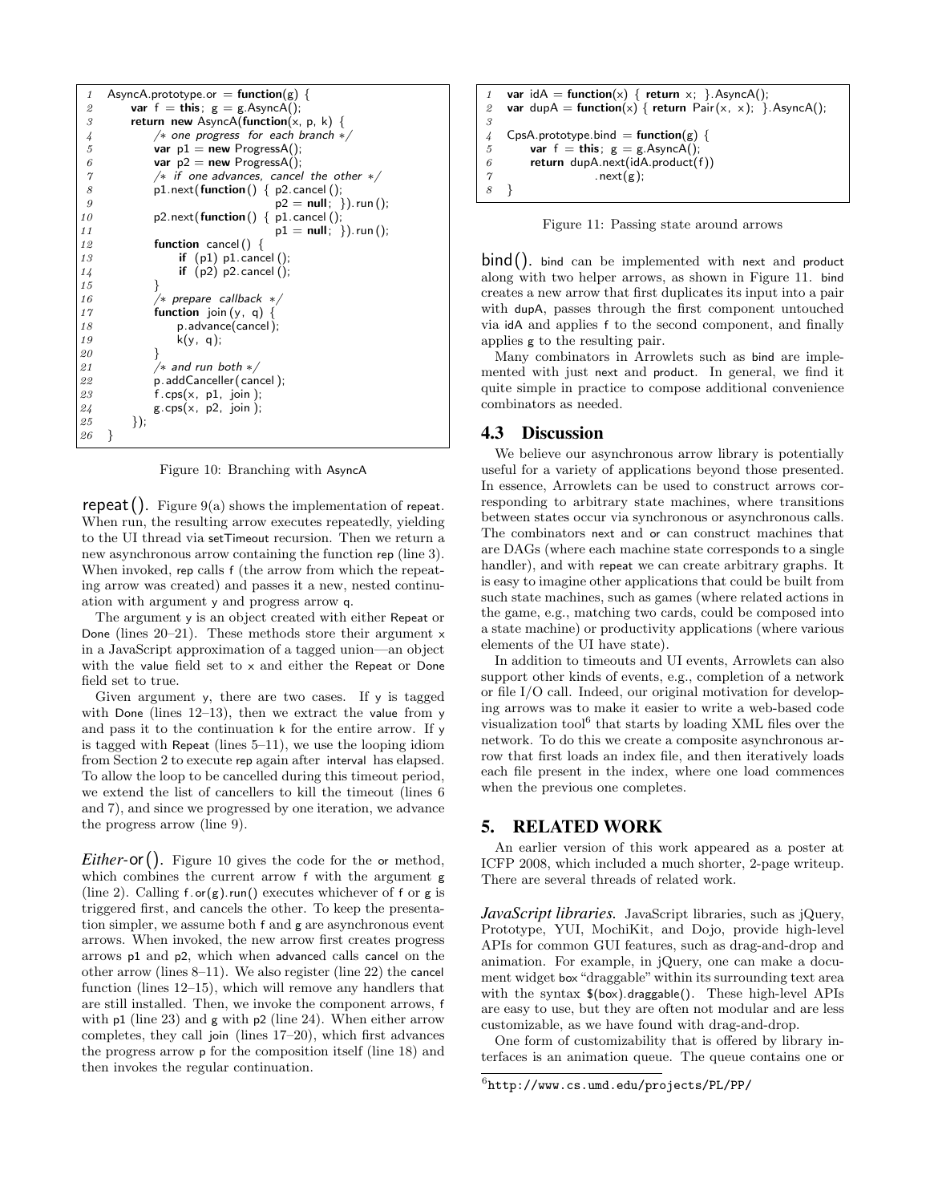```
1   AsyncA.prototype.or = function(g) {
2       var f = this; g = g.AsyncA();
3       return new AsyncA(function(x, p, k) {
4           /* one progress for each branch */
5           var p1 = new ProgressA();
6           var p2 = new ProgressA();
7           /* if one advances, cancel the other */
8           p1.next(function() { p2.cancel();
9                                p2 = null; }).run();
10          p2.next(function() { p1.cancel();
11                               p1 = null; }).run();
12          function cancel() {
13              if (p1) p1.cancel();
14              if (p2) p2.cancel();
15          }
16          /* prepare callback */
17          function join(y, q) {
18              p.advance(cancel);
19              k(y, q);
20          }
21          /* and run both */
22          p.addCanceller(cancel);
23          f.cps(x, p1, join);
24          g.cps(x, p2, join);
25      });
26  }
```

Figure 10: Branching with AsyncA

**repeat().** Figure 9(a) shows the implementation of repeat. When run, the resulting arrow executes repeatedly, yielding to the UI thread via setTimeout recursion. Then we return a new asynchronous arrow containing the function rep (line 3). When invoked, rep calls f (the arrow from which the repeating arrow was created) and passes it a new, nested continuation with argument y and progress arrow q.

The argument y is an object created with either Repeat or Done (lines 20–21). These methods store their argument x in a JavaScript approximation of a tagged union—an object with the value field set to x and either the Repeat or Done field set to true.

Given argument y, there are two cases. If y is tagged with Done (lines 12–13), then we extract the value from y and pass it to the continuation k for the entire arrow. If y is tagged with Repeat (lines 5–11), we use the looping idiom from Section 2 to execute rep again after interval has elapsed. To allow the loop to be cancelled during this timeout period, we extend the list of cancellers to kill the timeout (lines 6 and 7), and since we progressed by one iteration, we advance the progress arrow (line 9).

***Either*-or().** Figure 10 gives the code for the or method, which combines the current arrow f with the argument g (line 2). Calling f.or(g).run() executes whichever of f or g is triggered first, and cancels the other. To keep the presentation simpler, we assume both f and g are asynchronous event arrows. When invoked, the new arrow first creates progress arrows p1 and p2, which when advanced calls cancel on the other arrow (lines 8–11). We also register (line 22) the cancel function (lines 12–15), which will remove any handlers that are still installed. Then, we invoke the component arrows, f with p1 (line 23) and g with p2 (line 24). When either arrow completes, they call join (lines 17–20), which first advances the progress arrow p for the composition itself (line 18) and then invokes the regular continuation.

```
1   var idA = function(x) { return x; }.AsyncA();
2   var dupA = function(x) { return Pair(x, x); }.AsyncA();
3
4   CpsA.prototype.bind = function(g) {
5       var f = this; g = g.AsyncA();
6       return dupA.next(idA.product(f))
7                  .next(g);
8   }
```

Figure 11: Passing state around arrows

**bind().** bind can be implemented with next and product along with two helper arrows, as shown in Figure 11. bind creates a new arrow that first duplicates its input into a pair with dupA, passes through the first component untouched via idA and applies f to the second component, and finally applies g to the resulting pair.

Many combinators in Arrowlets such as bind are implemented with just next and product. In general, we find it quite simple in practice to compose additional convenience combinators as needed.

## 4.3 Discussion

We believe our asynchronous arrow library is potentially useful for a variety of applications beyond those presented. In essence, Arrowlets can be used to construct arrows corresponding to arbitrary state machines, where transitions between states occur via synchronous or asynchronous calls. The combinators next and or can construct machines that are DAGs (where each machine state corresponds to a single handler), and with repeat we can create arbitrary graphs. It is easy to imagine other applications that could be built from such state machines, such as games (where related actions in the game, e.g., matching two cards, could be composed into a state machine) or productivity applications (where various elements of the UI have state).

In addition to timeouts and UI events, Arrowlets can also support other kinds of events, e.g., completion of a network or file I/O call. Indeed, our original motivation for developing arrows was to make it easier to write a web-based code visualization tool[6] that starts by loading XML files over the network. To do this we create a composite asynchronous arrow that first loads an index file, and then iteratively loads each file present in the index, where one load commences when the previous one completes.

# 5. RELATED WORK

An earlier version of this work appeared as a poster at ICFP 2008, which included a much shorter, 2-page writeup. There are several threads of related work.

***JavaScript libraries.*** JavaScript libraries, such as jQuery, Prototype, YUI, MochiKit, and Dojo, provide high-level APIs for common GUI features, such as drag-and-drop and animation. For example, in jQuery, one can make a document widget box "draggable" within its surrounding text area with the syntax $(box).draggable(). These high-level APIs are easy to use, but they are often not modular and are less customizable, as we have found with drag-and-drop.

One form of customizability that is offered by library interfaces is an animation queue. The queue contains one or

[6] http://www.cs.umd.edu/projects/PL/PP/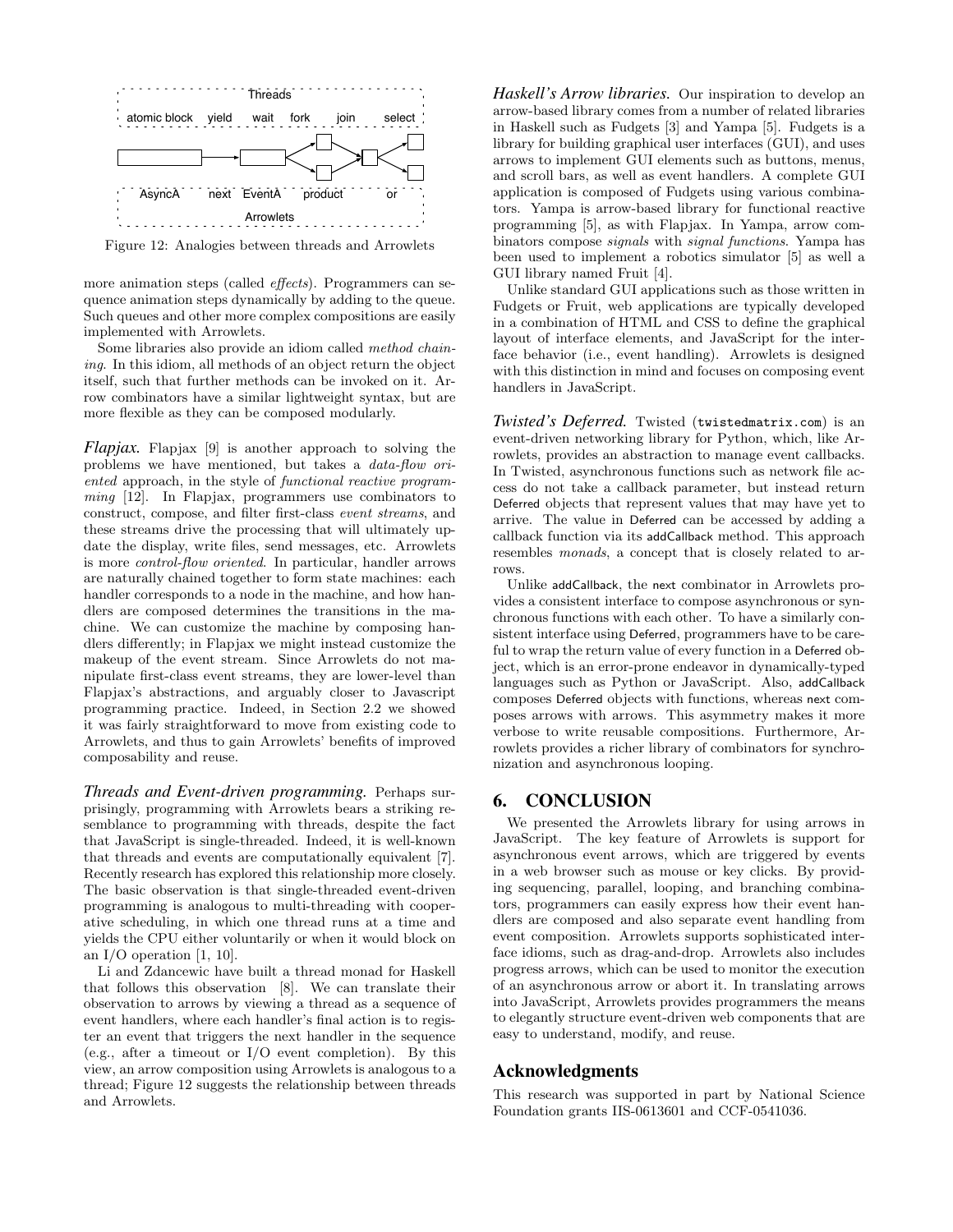Threads

atomic block yield wait fork join select

AsyncA next EventA product or

Arrowlets

Figure 12: Analogies between threads and Arrowlets

more animation steps (called *effects*). Programmers can sequence animation steps dynamically by adding to the queue. Such queues and other more complex compositions are easily implemented with Arrowlets.

Some libraries also provide an idiom called *method chaining*. In this idiom, all methods of an object return the object itself, such that further methods can be invoked on it. Arrow combinators have a similar lightweight syntax, but are more flexible as they can be composed modularly.

***Flapjax.*** Flapjax [9] is another approach to solving the problems we have mentioned, but takes a *data-flow oriented* approach, in the style of *functional reactive programming* [12]. In Flapjax, programmers use combinators to construct, compose, and filter first-class *event streams*, and these streams drive the processing that will ultimately update the display, write files, send messages, etc. Arrowlets is more *control-flow oriented*. In particular, handler arrows are naturally chained together to form state machines: each handler corresponds to a node in the machine, and how handlers are composed determines the transitions in the machine. We can customize the machine by composing handlers differently; in Flapjax we might instead customize the makeup of the event stream. Since Arrowlets do not manipulate first-class event streams, they are lower-level than Flapjax's abstractions, and arguably closer to Javascript programming practice. Indeed, in Section 2.2 we showed it was fairly straightforward to move from existing code to Arrowlets, and thus to gain Arrowlets' benefits of improved composability and reuse.

***Threads and Event-driven programming.*** Perhaps surprisingly, programming with Arrowlets bears a striking resemblance to programming with threads, despite the fact that JavaScript is single-threaded. Indeed, it is well-known that threads and events are computationally equivalent [7]. Recently research has explored this relationship more closely. The basic observation is that single-threaded event-driven programming is analogous to multi-threading with cooperative scheduling, in which one thread runs at a time and yields the CPU either voluntarily or when it would block on an I/O operation [1, 10].

Li and Zdancewic have built a thread monad for Haskell that follows this observation [8]. We can translate their observation to arrows by viewing a thread as a sequence of event handlers, where each handler's final action is to register an event that triggers the next handler in the sequence (e.g., after a timeout or I/O event completion). By this view, an arrow composition using Arrowlets is analogous to a thread; Figure 12 suggests the relationship between threads and Arrowlets.

***Haskell's Arrow libraries.*** Our inspiration to develop an arrow-based library comes from a number of related libraries in Haskell such as Fudgets [3] and Yampa [5]. Fudgets is a library for building graphical user interfaces (GUI), and uses arrows to implement GUI elements such as buttons, menus, and scroll bars, as well as event handlers. A complete GUI application is composed of Fudgets using various combinators. Yampa is arrow-based library for functional reactive programming [5], as with Flapjax. In Yampa, arrow combinators compose *signals* with *signal functions*. Yampa has been used to implement a robotics simulator [5] as well a GUI library named Fruit [4].

Unlike standard GUI applications such as those written in Fudgets or Fruit, web applications are typically developed in a combination of HTML and CSS to define the graphical layout of interface elements, and JavaScript for the interface behavior (i.e., event handling). Arrowlets is designed with this distinction in mind and focuses on composing event handlers in JavaScript.

***Twisted's Deferred.*** Twisted (`twistedmatrix.com`) is an event-driven networking library for Python, which, like Arrowlets, provides an abstraction to manage event callbacks. In Twisted, asynchronous functions such as network file access do not take a callback parameter, but instead return Deferred objects that represent values that may have yet to arrive. The value in Deferred can be accessed by adding a callback function via its addCallback method. This approach resembles *monads*, a concept that is closely related to arrows.

Unlike addCallback, the next combinator in Arrowlets provides a consistent interface to compose asynchronous or synchronous functions with each other. To have a similarly consistent interface using Deferred, programmers have to be careful to wrap the return value of every function in a Deferred object, which is an error-prone endeavor in dynamically-typed languages such as Python or JavaScript. Also, addCallback composes Deferred objects with functions, whereas next composes arrows with arrows. This asymmetry makes it more verbose to write reusable compositions. Furthermore, Arrowlets provides a richer library of combinators for synchronization and asynchronous looping.

# 6. CONCLUSION

We presented the Arrowlets library for using arrows in JavaScript. The key feature of Arrowlets is support for asynchronous event arrows, which are triggered by events in a web browser such as mouse or key clicks. By providing sequencing, parallel, looping, and branching combinators, programmers can easily express how their event handlers are composed and also separate event handling from event composition. Arrowlets supports sophisticated interface idioms, such as drag-and-drop. Arrowlets also includes progress arrows, which can be used to monitor the execution of an asynchronous arrow or abort it. In translating arrows into JavaScript, Arrowlets provides programmers the means to elegantly structure event-driven web components that are easy to understand, modify, and reuse.

## Acknowledgments

This research was supported in part by National Science Foundation grants IIS-0613601 and CCF-0541036.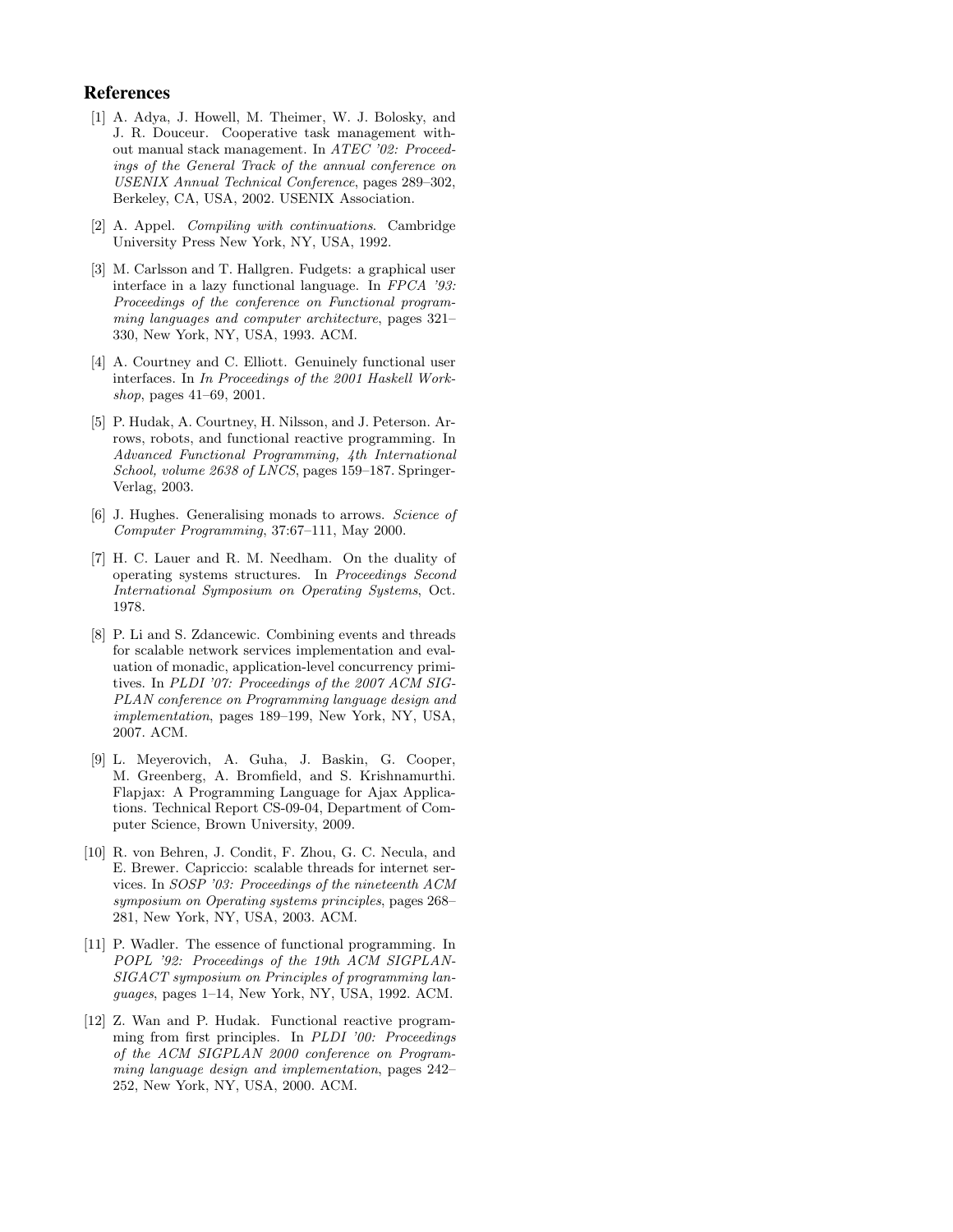## References

[1] A. Adya, J. Howell, M. Theimer, W. J. Bolosky, and J. R. Douceur. Cooperative task management without manual stack management. In *ATEC '02: Proceedings of the General Track of the annual conference on USENIX Annual Technical Conference*, pages 289–302, Berkeley, CA, USA, 2002. USENIX Association.

[2] A. Appel. *Compiling with continuations*. Cambridge University Press New York, NY, USA, 1992.

[3] M. Carlsson and T. Hallgren. Fudgets: a graphical user interface in a lazy functional language. In *FPCA '93: Proceedings of the conference on Functional programming languages and computer architecture*, pages 321–330, New York, NY, USA, 1993. ACM.

[4] A. Courtney and C. Elliott. Genuinely functional user interfaces. In *In Proceedings of the 2001 Haskell Workshop*, pages 41–69, 2001.

[5] P. Hudak, A. Courtney, H. Nilsson, and J. Peterson. Arrows, robots, and functional reactive programming. In *Advanced Functional Programming, 4th International School, volume 2638 of LNCS*, pages 159–187. Springer-Verlag, 2003.

[6] J. Hughes. Generalising monads to arrows. *Science of Computer Programming*, 37:67–111, May 2000.

[7] H. C. Lauer and R. M. Needham. On the duality of operating systems structures. In *Proceedings Second International Symposium on Operating Systems*, Oct. 1978.

[8] P. Li and S. Zdancewic. Combining events and threads for scalable network services implementation and evaluation of monadic, application-level concurrency primitives. In *PLDI '07: Proceedings of the 2007 ACM SIGPLAN conference on Programming language design and implementation*, pages 189–199, New York, NY, USA, 2007. ACM.

[9] L. Meyerovich, A. Guha, J. Baskin, G. Cooper, M. Greenberg, A. Bromfield, and S. Krishnamurthi. Flapjax: A Programming Language for Ajax Applications. Technical Report CS-09-04, Department of Computer Science, Brown University, 2009.

[10] R. von Behren, J. Condit, F. Zhou, G. C. Necula, and E. Brewer. Capriccio: scalable threads for internet services. In *SOSP '03: Proceedings of the nineteenth ACM symposium on Operating systems principles*, pages 268–281, New York, NY, USA, 2003. ACM.

[11] P. Wadler. The essence of functional programming. In *POPL '92: Proceedings of the 19th ACM SIGPLAN-SIGACT symposium on Principles of programming languages*, pages 1–14, New York, NY, USA, 1992. ACM.

[12] Z. Wan and P. Hudak. Functional reactive programming from first principles. In *PLDI '00: Proceedings of the ACM SIGPLAN 2000 conference on Programming language design and implementation*, pages 242–252, New York, NY, USA, 2000. ACM.